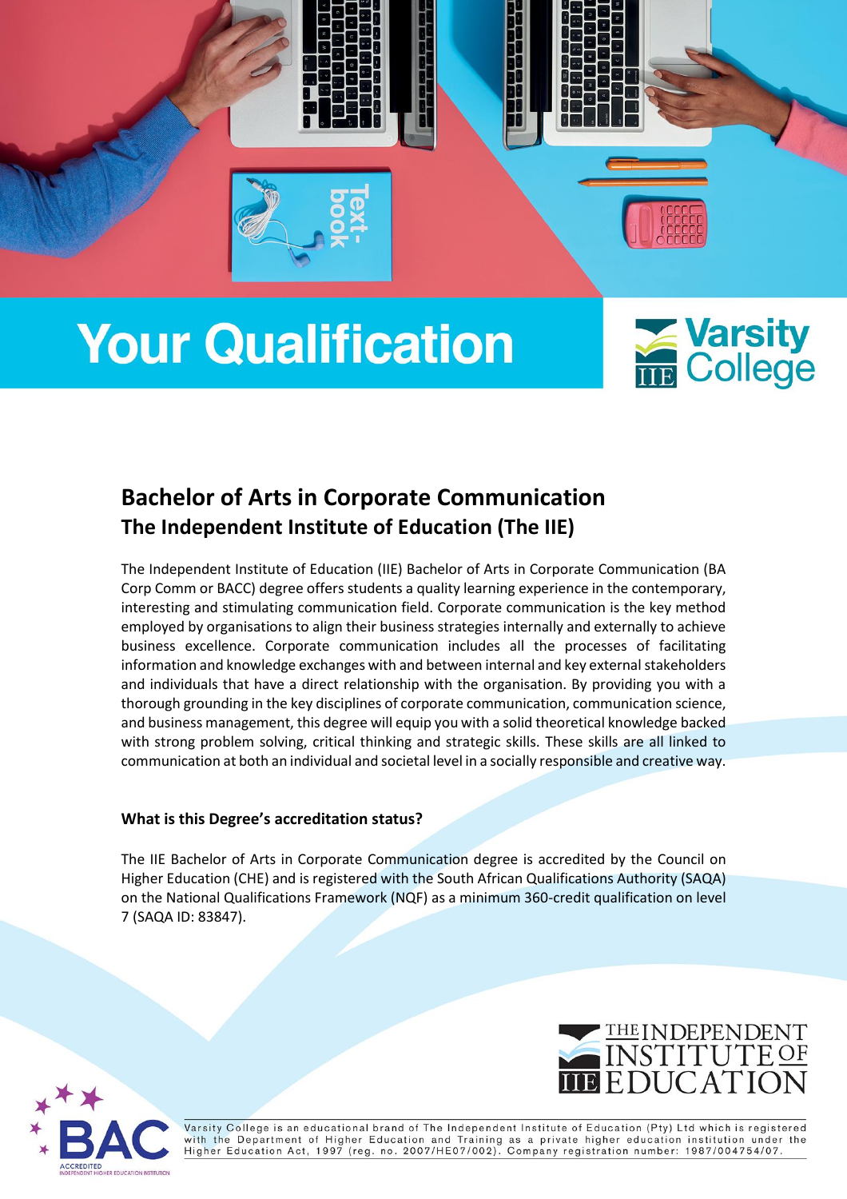# Your Qualification

## Bachelor of Arts in Corporate Communication
## The Independent Institute of Education (The IIE)

The Independent Institute of Education (IIE) Bachelor of Arts in Corporate Communication (BA Corp Comm or BACC) degree offers students a quality learning experience in the contemporary, interesting and stimulating communication field. Corporate communication is the key method employed by organisations to align their business strategies internally and externally to achieve business excellence. Corporate communication includes all the processes of facilitating information and knowledge exchanges with and between internal and key external stakeholders and individuals that have a direct relationship with the organisation. By providing you with a thorough grounding in the key disciplines of corporate communication, communication science, and business management, this degree will equip you with a solid theoretical knowledge backed with strong problem solving, critical thinking and strategic skills. These skills are all linked to communication at both an individual and societal level in a socially responsible and creative way.

**What is this Degree's accreditation status?**

The IIE Bachelor of Arts in Corporate Communication degree is accredited by the Council on Higher Education (CHE) and is registered with the South African Qualifications Authority (SAQA) on the National Qualifications Framework (NQF) as a minimum 360-credit qualification on level 7 (SAQA ID: 83847).

Varsity College is an educational brand of The Independent Institute of Education (Pty) Ltd which is registered with the Department of Higher Education and Training as a private higher education institution under the Higher Education Act, 1997 (reg. no. 2007/HE07/002). Company registration number: 1987/004754/07.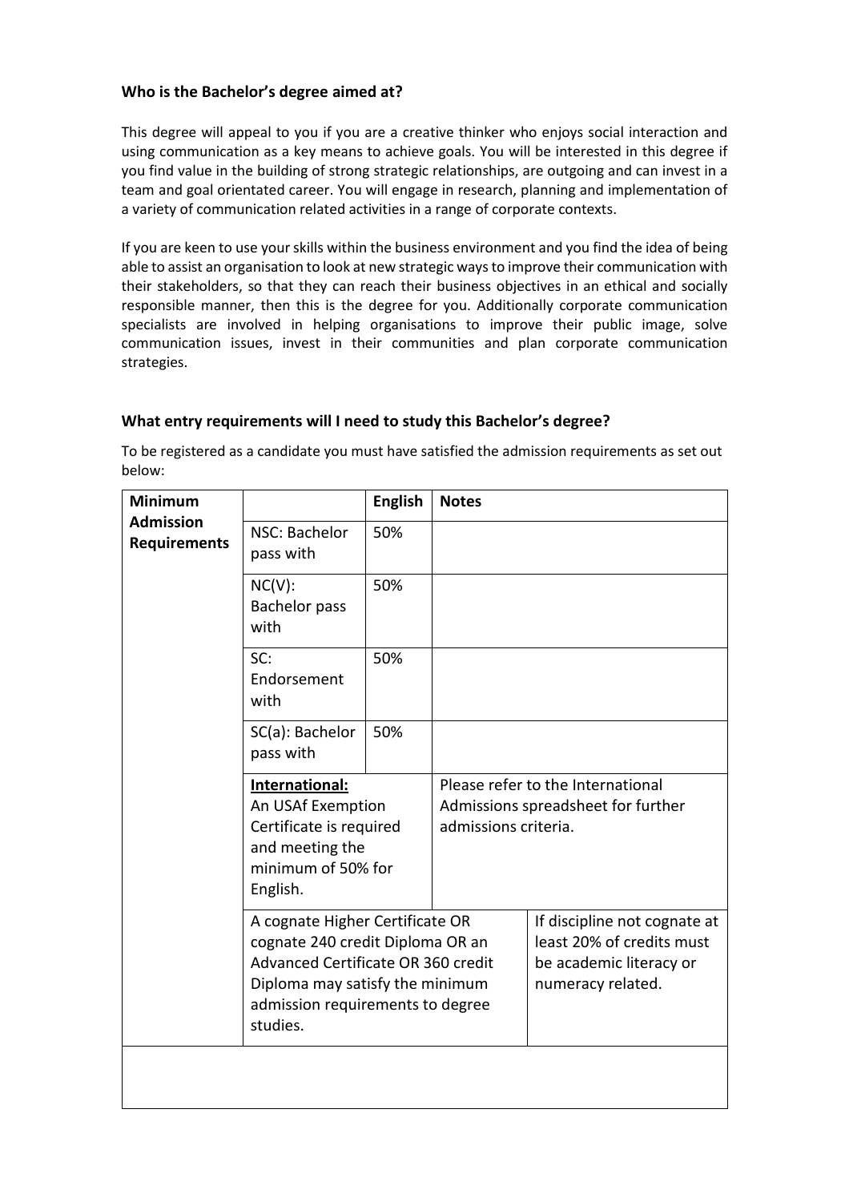### Who is the Bachelor's degree aimed at?

This degree will appeal to you if you are a creative thinker who enjoys social interaction and using communication as a key means to achieve goals. You will be interested in this degree if you find value in the building of strong strategic relationships, are outgoing and can invest in a team and goal orientated career. You will engage in research, planning and implementation of a variety of communication related activities in a range of corporate contexts.

If you are keen to use your skills within the business environment and you find the idea of being able to assist an organisation to look at new strategic ways to improve their communication with their stakeholders, so that they can reach their business objectives in an ethical and socially responsible manner, then this is the degree for you. Additionally corporate communication specialists are involved in helping organisations to improve their public image, solve communication issues, invest in their communities and plan corporate communication strategies.

### What entry requirements will I need to study this Bachelor's degree?

To be registered as a candidate you must have satisfied the admission requirements as set out below:

| **Minimum Admission Requirements** | | **English** | **Notes** |
|---|---|---|---|
| | NSC: Bachelor pass with | 50% | |
| | NC(V): Bachelor pass with | 50% | |
| | SC: Endorsement with | 50% | |
| | SC(a): Bachelor pass with | 50% | |
| | **International:** An USAf Exemption Certificate is required and meeting the minimum of 50% for English. | | Please refer to the International Admissions spreadsheet for further admissions criteria. |
| | A cognate Higher Certificate OR cognate 240 credit Diploma OR an Advanced Certificate OR 360 credit Diploma may satisfy the minimum admission requirements to degree studies. | | If discipline not cognate at least 20% of credits must be academic literacy or numeracy related. |
| | | | |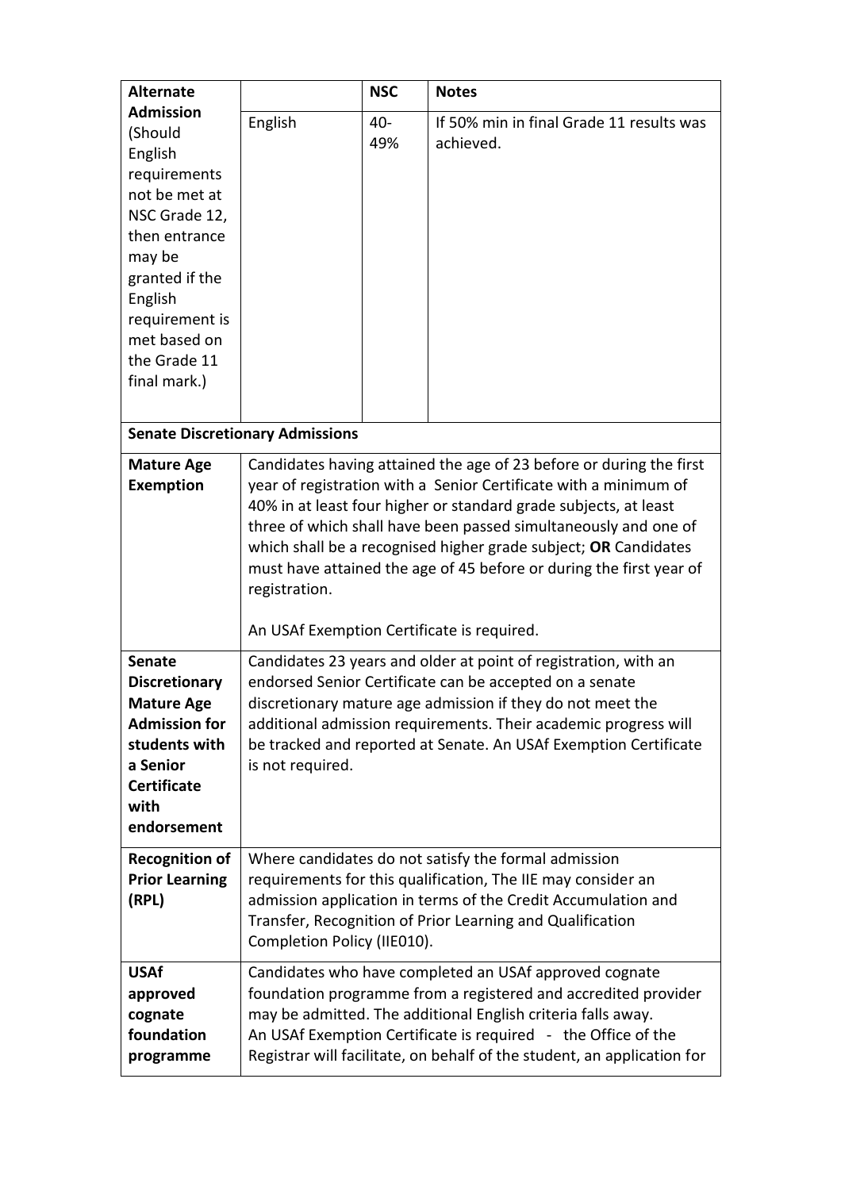| Alternate Admission (Should English requirements not be met at NSC Grade 12, then entrance may be granted if the English requirement is met based on the Grade 11 final mark.) | | NSC | Notes |
|---|---|---|---|
| | English | 40-49% | If 50% min in final Grade 11 results was achieved. |

| Senate Discretionary Admissions | |
|---|---|
| **Mature Age Exemption** | Candidates having attained the age of 23 before or during the first year of registration with a Senior Certificate with a minimum of 40% in at least four higher or standard grade subjects, at least three of which shall have been passed simultaneously and one of which shall be a recognised higher grade subject; **OR** Candidates must have attained the age of 45 before or during the first year of registration.<br><br>An USAf Exemption Certificate is required. |
| **Senate Discretionary Mature Age Admission for students with a Senior Certificate with endorsement** | Candidates 23 years and older at point of registration, with an endorsed Senior Certificate can be accepted on a senate discretionary mature age admission if they do not meet the additional admission requirements. Their academic progress will be tracked and reported at Senate. An USAf Exemption Certificate is not required. |
| **Recognition of Prior Learning (RPL)** | Where candidates do not satisfy the formal admission requirements for this qualification, The IIE may consider an admission application in terms of the Credit Accumulation and Transfer, Recognition of Prior Learning and Qualification Completion Policy (IIE010). |
| **USAf approved cognate foundation programme** | Candidates who have completed an USAf approved cognate foundation programme from a registered and accredited provider may be admitted. The additional English criteria falls away.<br>An USAf Exemption Certificate is required - the Office of the Registrar will facilitate, on behalf of the student, an application for |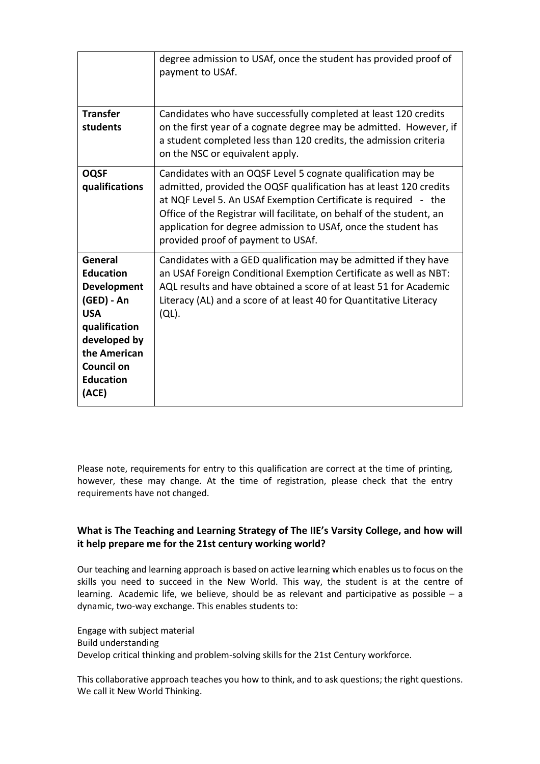| | |
|---|---|
| | degree admission to USAf, once the student has provided proof of payment to USAf. |
| **Transfer students** | Candidates who have successfully completed at least 120 credits on the first year of a cognate degree may be admitted. However, if a student completed less than 120 credits, the admission criteria on the NSC or equivalent apply. |
| **OQSF qualifications** | Candidates with an OQSF Level 5 cognate qualification may be admitted, provided the OQSF qualification has at least 120 credits at NQF Level 5. An USAf Exemption Certificate is required - the Office of the Registrar will facilitate, on behalf of the student, an application for degree admission to USAf, once the student has provided proof of payment to USAf. |
| **General Education Development (GED) - An USA qualification developed by the American Council on Education (ACE)** | Candidates with a GED qualification may be admitted if they have an USAf Foreign Conditional Exemption Certificate as well as NBT: AQL results and have obtained a score of at least 51 for Academic Literacy (AL) and a score of at least 40 for Quantitative Literacy (QL). |

Please note, requirements for entry to this qualification are correct at the time of printing, however, these may change. At the time of registration, please check that the entry requirements have not changed.

### What is The Teaching and Learning Strategy of The IIE's Varsity College, and how will it help prepare me for the 21st century working world?

Our teaching and learning approach is based on active learning which enables us to focus on the skills you need to succeed in the New World. This way, the student is at the centre of learning. Academic life, we believe, should be as relevant and participative as possible – a dynamic, two-way exchange. This enables students to:

Engage with subject material
Build understanding
Develop critical thinking and problem-solving skills for the 21st Century workforce.

This collaborative approach teaches you how to think, and to ask questions; the right questions. We call it New World Thinking.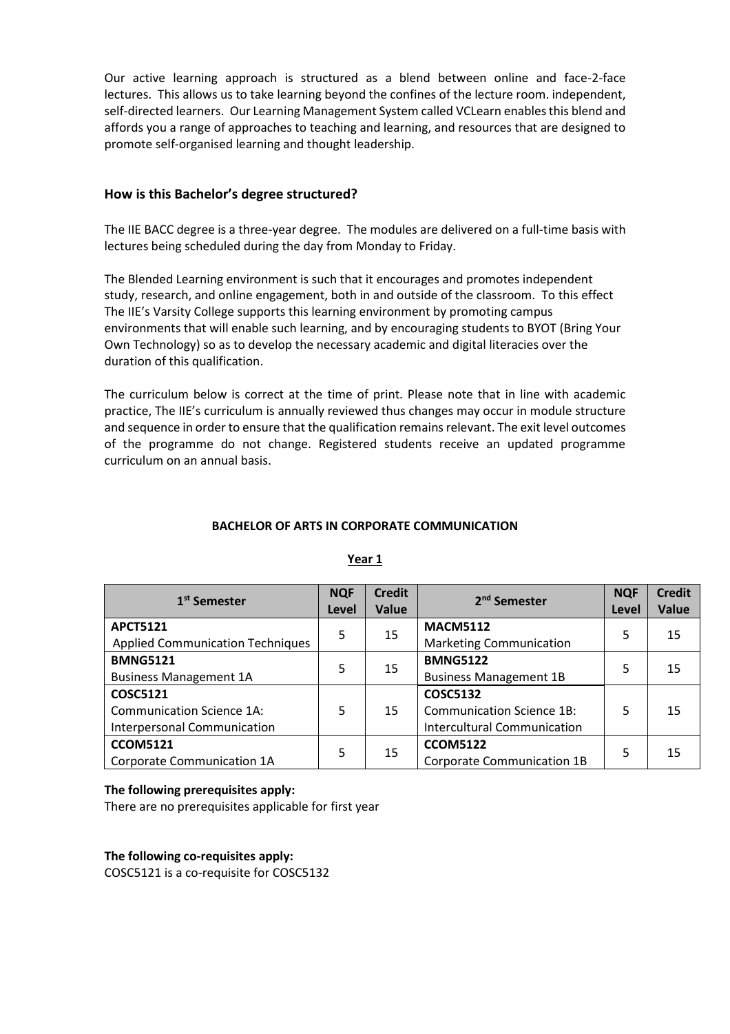Our active learning approach is structured as a blend between online and face-2-face lectures. This allows us to take learning beyond the confines of the lecture room. independent, self-directed learners. Our Learning Management System called VCLearn enables this blend and affords you a range of approaches to teaching and learning, and resources that are designed to promote self-organised learning and thought leadership.

## How is this Bachelor's degree structured?

The IIE BACC degree is a three-year degree. The modules are delivered on a full-time basis with lectures being scheduled during the day from Monday to Friday.

The Blended Learning environment is such that it encourages and promotes independent study, research, and online engagement, both in and outside of the classroom. To this effect The IIE's Varsity College supports this learning environment by promoting campus environments that will enable such learning, and by encouraging students to BYOT (Bring Your Own Technology) so as to develop the necessary academic and digital literacies over the duration of this qualification.

The curriculum below is correct at the time of print. Please note that in line with academic practice, The IIE's curriculum is annually reviewed thus changes may occur in module structure and sequence in order to ensure that the qualification remains relevant. The exit level outcomes of the programme do not change. Registered students receive an updated programme curriculum on an annual basis.

**BACHELOR OF ARTS IN CORPORATE COMMUNICATION**

**Year 1**

| 1st Semester | NQF Level | Credit Value | 2nd Semester | NQF Level | Credit Value |
|---|---|---|---|---|---|
| **APCT5121** Applied Communication Techniques | 5 | 15 | **MACM5112** Marketing Communication | 5 | 15 |
| **BMNG5121** Business Management 1A | 5 | 15 | **BMNG5122** Business Management 1B | 5 | 15 |
| **COSC5121** Communication Science 1A: Interpersonal Communication | 5 | 15 | **COSC5132** Communication Science 1B: Intercultural Communication | 5 | 15 |
| **CCOM5121** Corporate Communication 1A | 5 | 15 | **CCOM5122** Corporate Communication 1B | 5 | 15 |

**The following prerequisites apply:**
There are no prerequisites applicable for first year

**The following co-requisites apply:**
COSC5121 is a co-requisite for COSC5132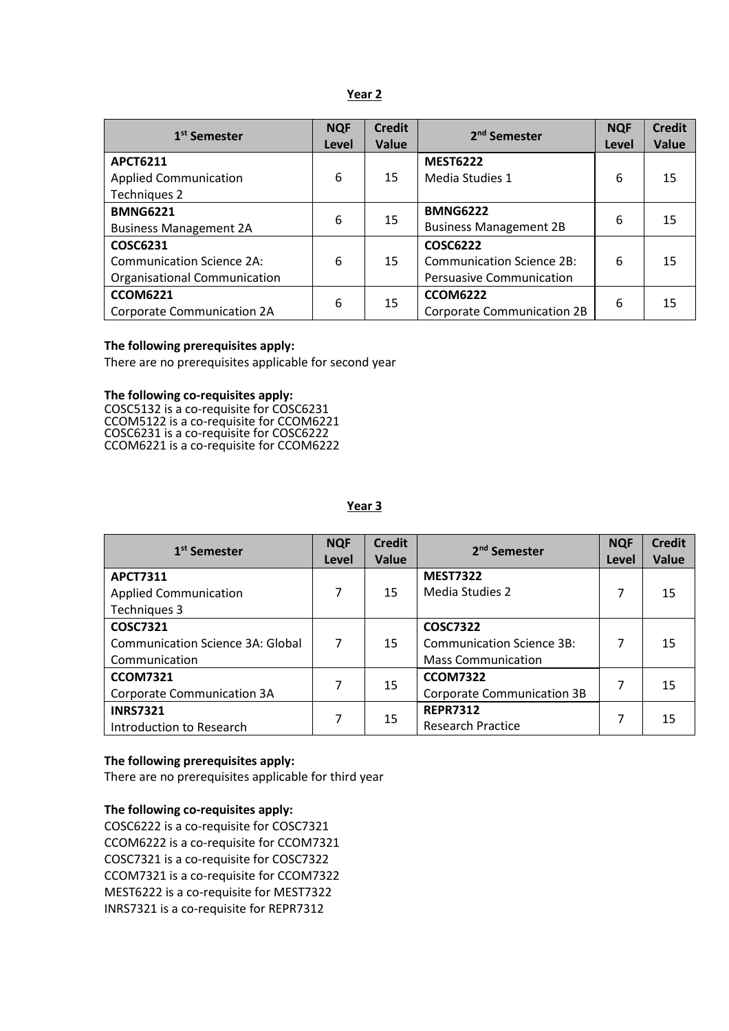## Year 2

| 1st Semester | NQF Level | Credit Value | 2nd Semester | NQF Level | Credit Value |
|---|---|---|---|---|---|
| **APCT6211** Applied Communication Techniques 2 | 6 | 15 | **MEST6222** Media Studies 1 | 6 | 15 |
| **BMNG6221** Business Management 2A | 6 | 15 | **BMNG6222** Business Management 2B | 6 | 15 |
| **COSC6231** Communication Science 2A: Organisational Communication | 6 | 15 | **COSC6222** Communication Science 2B: Persuasive Communication | 6 | 15 |
| **CCOM6221** Corporate Communication 2A | 6 | 15 | **CCOM6222** Corporate Communication 2B | 6 | 15 |

**The following prerequisites apply:**
There are no prerequisites applicable for second year

**The following co-requisites apply:**
COSC5132 is a co-requisite for COSC6231
CCOM5122 is a co-requisite for CCOM6221
COSC6231 is a co-requisite for COSC6222
CCOM6221 is a co-requisite for CCOM6222

## Year 3

| 1st Semester | NQF Level | Credit Value | 2nd Semester | NQF Level | Credit Value |
|---|---|---|---|---|---|
| **APCT7311** Applied Communication Techniques 3 | 7 | 15 | **MEST7322** Media Studies 2 | 7 | 15 |
| **COSC7321** Communication Science 3A: Global Communication | 7 | 15 | **COSC7322** Communication Science 3B: Mass Communication | 7 | 15 |
| **CCOM7321** Corporate Communication 3A | 7 | 15 | **CCOM7322** Corporate Communication 3B | 7 | 15 |
| **INRS7321** Introduction to Research | 7 | 15 | **REPR7312** Research Practice | 7 | 15 |

**The following prerequisites apply:**
There are no prerequisites applicable for third year

**The following co-requisites apply:**
COSC6222 is a co-requisite for COSC7321
CCOM6222 is a co-requisite for CCOM7321
COSC7321 is a co-requisite for COSC7322
CCOM7321 is a co-requisite for CCOM7322
MEST6222 is a co-requisite for MEST7322
INRS7321 is a co-requisite for REPR7312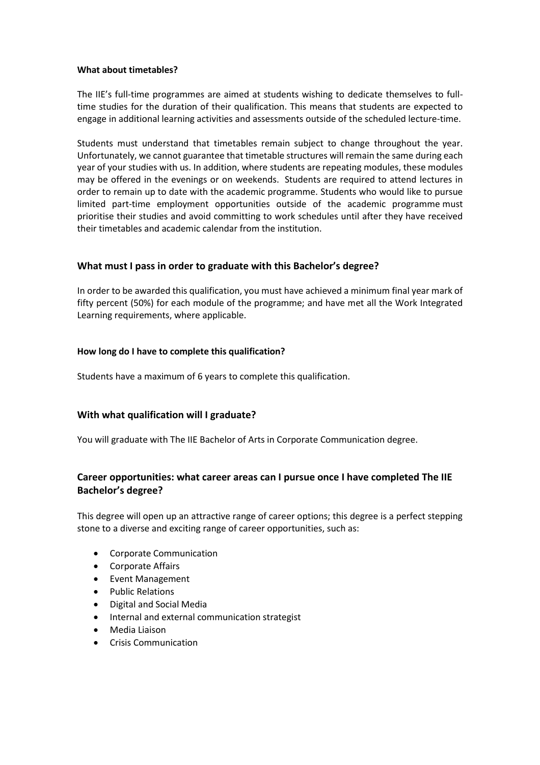#### What about timetables?

The IIE's full-time programmes are aimed at students wishing to dedicate themselves to full-time studies for the duration of their qualification. This means that students are expected to engage in additional learning activities and assessments outside of the scheduled lecture-time.

Students must understand that timetables remain subject to change throughout the year. Unfortunately, we cannot guarantee that timetable structures will remain the same during each year of your studies with us. In addition, where students are repeating modules, these modules may be offered in the evenings or on weekends. Students are required to attend lectures in order to remain up to date with the academic programme. Students who would like to pursue limited part-time employment opportunities outside of the academic programme must prioritise their studies and avoid committing to work schedules until after they have received their timetables and academic calendar from the institution.

### What must I pass in order to graduate with this Bachelor's degree?

In order to be awarded this qualification, you must have achieved a minimum final year mark of fifty percent (50%) for each module of the programme; and have met all the Work Integrated Learning requirements, where applicable.

#### How long do I have to complete this qualification?

Students have a maximum of 6 years to complete this qualification.

### With what qualification will I graduate?

You will graduate with The IIE Bachelor of Arts in Corporate Communication degree.

### Career opportunities: what career areas can I pursue once I have completed The IIE Bachelor's degree?

This degree will open up an attractive range of career options; this degree is a perfect stepping stone to a diverse and exciting range of career opportunities, such as:

- Corporate Communication
- Corporate Affairs
- Event Management
- Public Relations
- Digital and Social Media
- Internal and external communication strategist
- Media Liaison
- Crisis Communication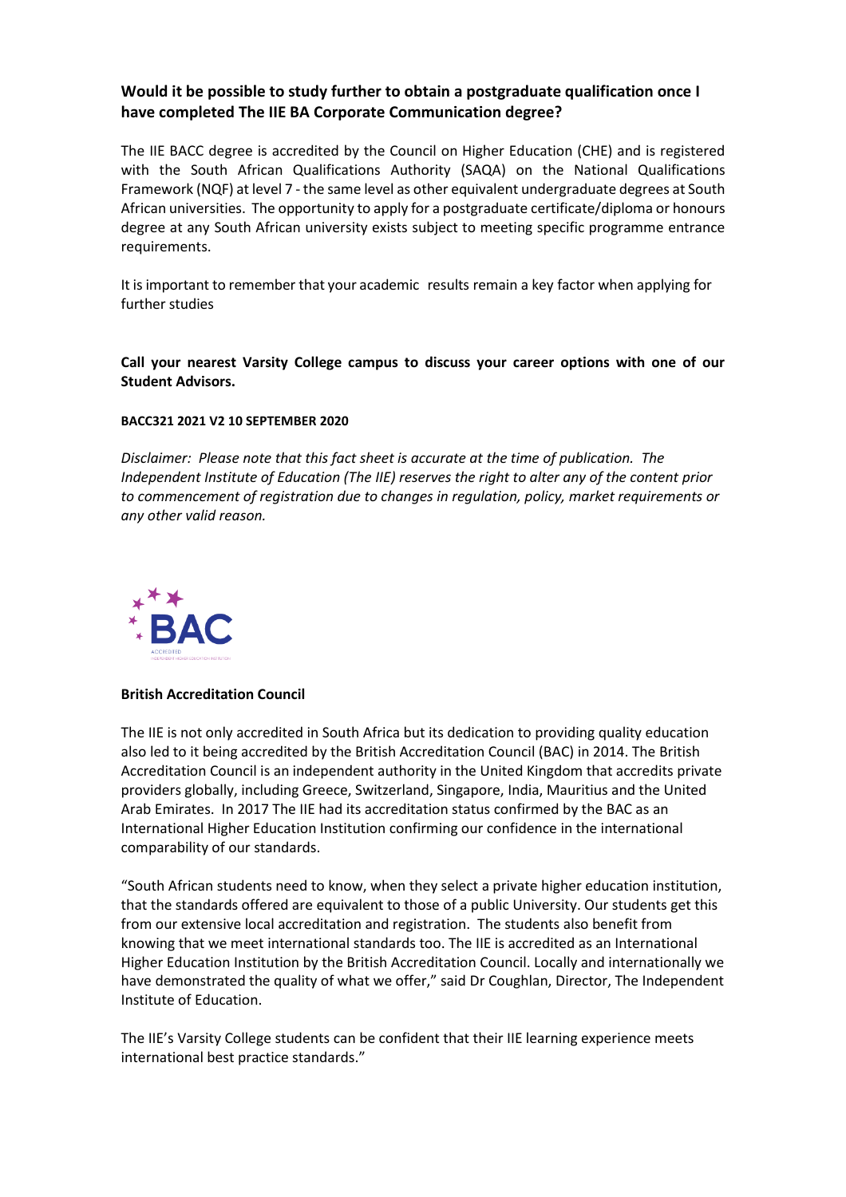**Would it be possible to study further to obtain a postgraduate qualification once I have completed The IIE BA Corporate Communication degree?**

The IIE BACC degree is accredited by the Council on Higher Education (CHE) and is registered with the South African Qualifications Authority (SAQA) on the National Qualifications Framework (NQF) at level 7 - the same level as other equivalent undergraduate degrees at South African universities. The opportunity to apply for a postgraduate certificate/diploma or honours degree at any South African university exists subject to meeting specific programme entrance requirements.

It is important to remember that your academic results remain a key factor when applying for further studies

**Call your nearest Varsity College campus to discuss your career options with one of our Student Advisors.**

**BACC321 2021 V2 10 SEPTEMBER 2020**

*Disclaimer: Please note that this fact sheet is accurate at the time of publication. The Independent Institute of Education (The IIE) reserves the right to alter any of the content prior to commencement of registration due to changes in regulation, policy, market requirements or any other valid reason.*

BAC

ACCREDITED
INDEPENDENT HIGHER EDUCATION INSTITUTION

**British Accreditation Council**

The IIE is not only accredited in South Africa but its dedication to providing quality education also led to it being accredited by the British Accreditation Council (BAC) in 2014. The British Accreditation Council is an independent authority in the United Kingdom that accredits private providers globally, including Greece, Switzerland, Singapore, India, Mauritius and the United Arab Emirates. In 2017 The IIE had its accreditation status confirmed by the BAC as an International Higher Education Institution confirming our confidence in the international comparability of our standards.

"South African students need to know, when they select a private higher education institution, that the standards offered are equivalent to those of a public University. Our students get this from our extensive local accreditation and registration. The students also benefit from knowing that we meet international standards too. The IIE is accredited as an International Higher Education Institution by the British Accreditation Council. Locally and internationally we have demonstrated the quality of what we offer," said Dr Coughlan, Director, The Independent Institute of Education.

The IIE's Varsity College students can be confident that their IIE learning experience meets international best practice standards."